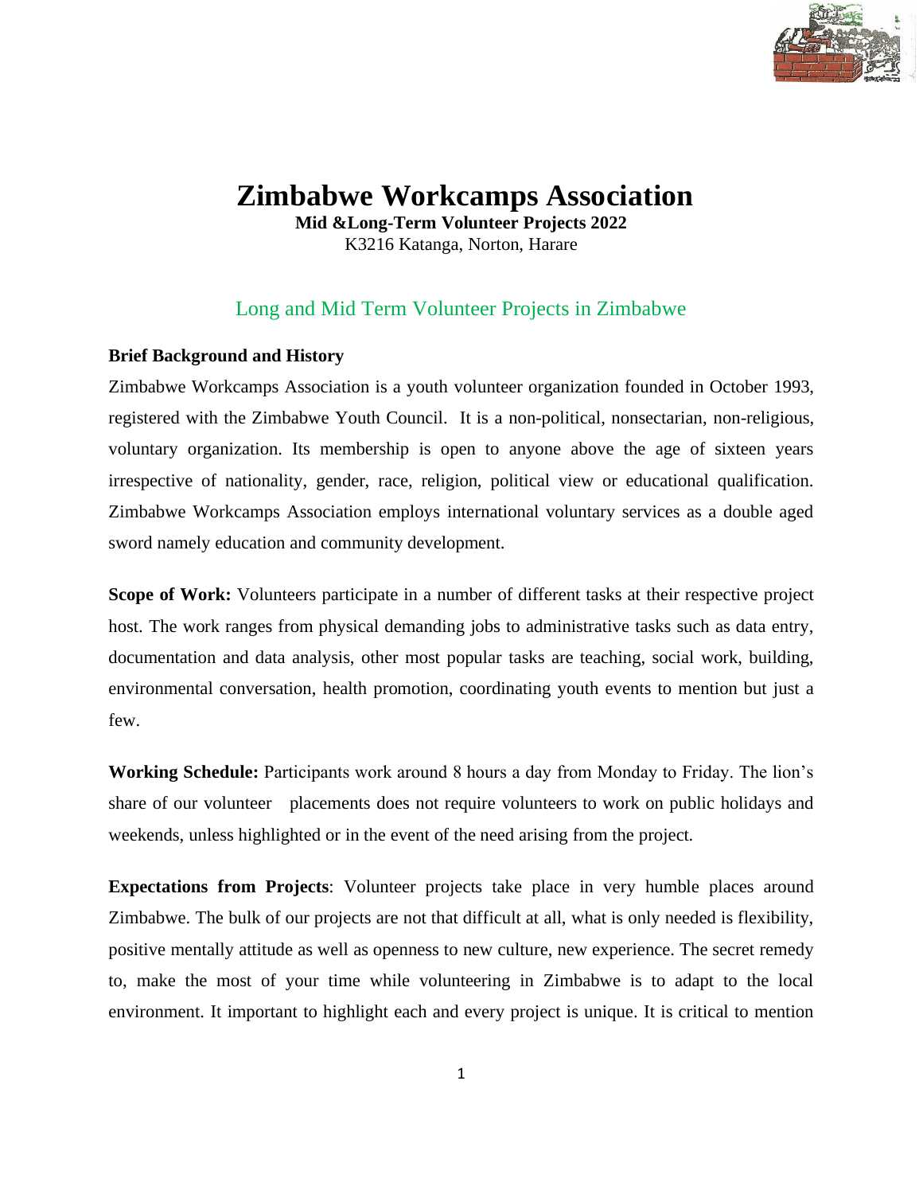# Zimbabwe Workcamps Association

**Mid &Long-Term Volunteer Projects 2022**

K3216 Katanga, Norton, Harare

## Long and Mid Term Volunteer Projects in Zimbabwe

**Brief Background and History**

Zimbabwe Workcamps Association is a youth volunteer organization founded in October 1993, registered with the Zimbabwe Youth Council. It is a non-political, nonsectarian, non-religious, voluntary organization. Its membership is open to anyone above the age of sixteen years irrespective of nationality, gender, race, religion, political view or educational qualification. Zimbabwe Workcamps Association employs international voluntary services as a double aged sword namely education and community development.

**Scope of Work:** Volunteers participate in a number of different tasks at their respective project host. The work ranges from physical demanding jobs to administrative tasks such as data entry, documentation and data analysis, other most popular tasks are teaching, social work, building, environmental conversation, health promotion, coordinating youth events to mention but just a few.

**Working Schedule:** Participants work around 8 hours a day from Monday to Friday. The lion's share of our volunteer placements does not require volunteers to work on public holidays and weekends, unless highlighted or in the event of the need arising from the project.

**Expectations from Projects**: Volunteer projects take place in very humble places around Zimbabwe. The bulk of our projects are not that difficult at all, what is only needed is flexibility, positive mentally attitude as well as openness to new culture, new experience. The secret remedy to, make the most of your time while volunteering in Zimbabwe is to adapt to the local environment. It important to highlight each and every project is unique. It is critical to mention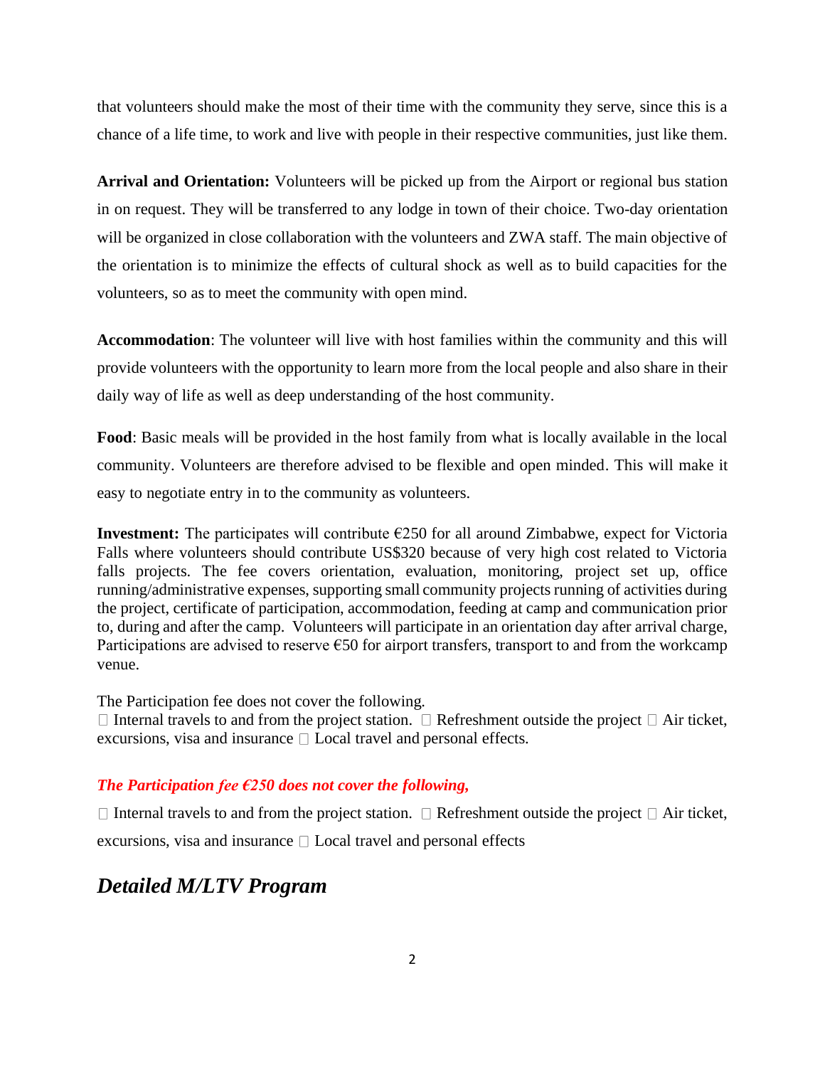that volunteers should make the most of their time with the community they serve, since this is a chance of a life time, to work and live with people in their respective communities, just like them.

**Arrival and Orientation:** Volunteers will be picked up from the Airport or regional bus station in on request. They will be transferred to any lodge in town of their choice. Two-day orientation will be organized in close collaboration with the volunteers and ZWA staff. The main objective of the orientation is to minimize the effects of cultural shock as well as to build capacities for the volunteers, so as to meet the community with open mind.

**Accommodation**: The volunteer will live with host families within the community and this will provide volunteers with the opportunity to learn more from the local people and also share in their daily way of life as well as deep understanding of the host community.

**Food**: Basic meals will be provided in the host family from what is locally available in the local community. Volunteers are therefore advised to be flexible and open minded. This will make it easy to negotiate entry in to the community as volunteers.

**Investment:** The participates will contribute €250 for all around Zimbabwe, expect for Victoria Falls where volunteers should contribute US$320 because of very high cost related to Victoria falls projects. The fee covers orientation, evaluation, monitoring, project set up, office running/administrative expenses, supporting small community projects running of activities during the project, certificate of participation, accommodation, feeding at camp and communication prior to, during and after the camp. Volunteers will participate in an orientation day after arrival charge, Participations are advised to reserve €50 for airport transfers, transport to and from the workcamp venue.

The Participation fee does not cover the following.
 Internal travels to and from the project station.  Refreshment outside the project  Air ticket, excursions, visa and insurance  Local travel and personal effects.

***The Participation fee €250 does not cover the following,***

 Internal travels to and from the project station.  Refreshment outside the project  Air ticket, excursions, visa and insurance  Local travel and personal effects

## *Detailed M/LTV Program*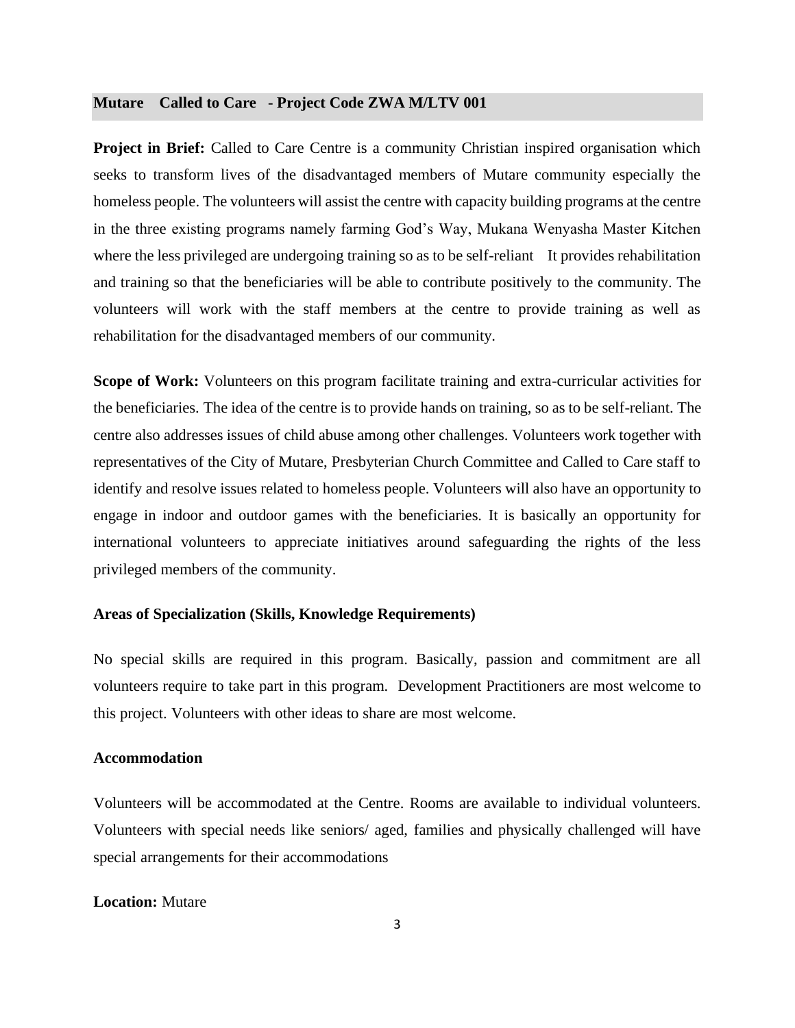## Mutare Called to Care - Project Code ZWA M/LTV 001

**Project in Brief:** Called to Care Centre is a community Christian inspired organisation which seeks to transform lives of the disadvantaged members of Mutare community especially the homeless people. The volunteers will assist the centre with capacity building programs at the centre in the three existing programs namely farming God's Way, Mukana Wenyasha Master Kitchen where the less privileged are undergoing training so as to be self-reliant It provides rehabilitation and training so that the beneficiaries will be able to contribute positively to the community. The volunteers will work with the staff members at the centre to provide training as well as rehabilitation for the disadvantaged members of our community.

**Scope of Work:** Volunteers on this program facilitate training and extra-curricular activities for the beneficiaries. The idea of the centre is to provide hands on training, so as to be self-reliant. The centre also addresses issues of child abuse among other challenges. Volunteers work together with representatives of the City of Mutare, Presbyterian Church Committee and Called to Care staff to identify and resolve issues related to homeless people. Volunteers will also have an opportunity to engage in indoor and outdoor games with the beneficiaries. It is basically an opportunity for international volunteers to appreciate initiatives around safeguarding the rights of the less privileged members of the community.

**Areas of Specialization (Skills, Knowledge Requirements)**

No special skills are required in this program. Basically, passion and commitment are all volunteers require to take part in this program. Development Practitioners are most welcome to this project. Volunteers with other ideas to share are most welcome.

**Accommodation**

Volunteers will be accommodated at the Centre. Rooms are available to individual volunteers. Volunteers with special needs like seniors/ aged, families and physically challenged will have special arrangements for their accommodations

**Location:** Mutare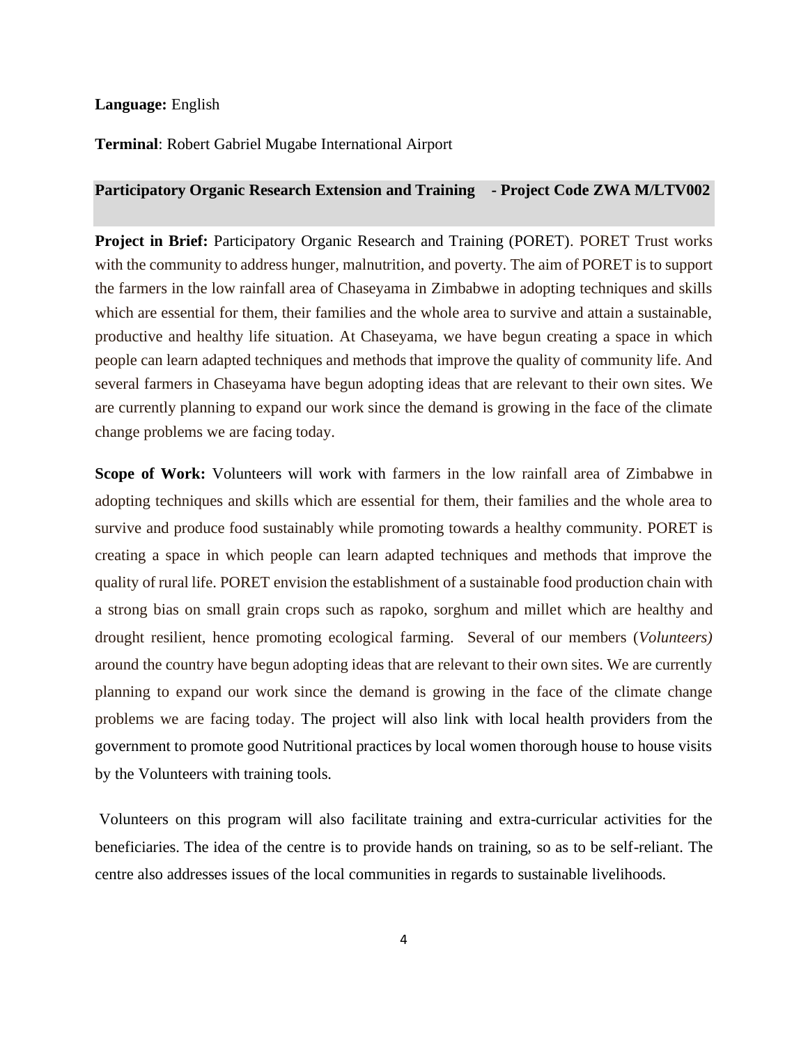**Language:** English

**Terminal**: Robert Gabriel Mugabe International Airport

## Participatory Organic Research Extension and Training - Project Code ZWA M/LTV002

**Project in Brief:** Participatory Organic Research and Training (PORET). PORET Trust works with the community to address hunger, malnutrition, and poverty. The aim of PORET is to support the farmers in the low rainfall area of Chaseyama in Zimbabwe in adopting techniques and skills which are essential for them, their families and the whole area to survive and attain a sustainable, productive and healthy life situation. At Chaseyama, we have begun creating a space in which people can learn adapted techniques and methods that improve the quality of community life. And several farmers in Chaseyama have begun adopting ideas that are relevant to their own sites. We are currently planning to expand our work since the demand is growing in the face of the climate change problems we are facing today.

**Scope of Work:** Volunteers will work with farmers in the low rainfall area of Zimbabwe in adopting techniques and skills which are essential for them, their families and the whole area to survive and produce food sustainably while promoting towards a healthy community. PORET is creating a space in which people can learn adapted techniques and methods that improve the quality of rural life. PORET envision the establishment of a sustainable food production chain with a strong bias on small grain crops such as rapoko, sorghum and millet which are healthy and drought resilient, hence promoting ecological farming. Several of our members (*Volunteers)* around the country have begun adopting ideas that are relevant to their own sites. We are currently planning to expand our work since the demand is growing in the face of the climate change problems we are facing today. The project will also link with local health providers from the government to promote good Nutritional practices by local women thorough house to house visits by the Volunteers with training tools.

Volunteers on this program will also facilitate training and extra-curricular activities for the beneficiaries. The idea of the centre is to provide hands on training, so as to be self-reliant. The centre also addresses issues of the local communities in regards to sustainable livelihoods.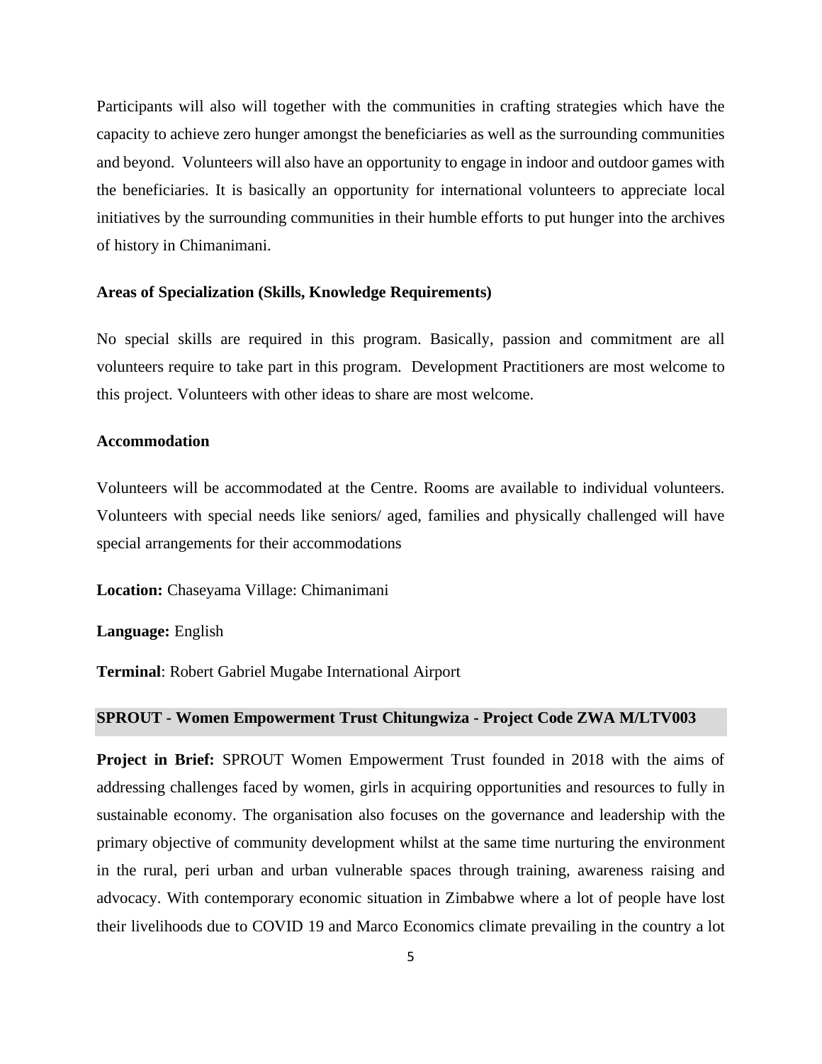Participants will also will together with the communities in crafting strategies which have the capacity to achieve zero hunger amongst the beneficiaries as well as the surrounding communities and beyond. Volunteers will also have an opportunity to engage in indoor and outdoor games with the beneficiaries. It is basically an opportunity for international volunteers to appreciate local initiatives by the surrounding communities in their humble efforts to put hunger into the archives of history in Chimanimani.

**Areas of Specialization (Skills, Knowledge Requirements)**

No special skills are required in this program. Basically, passion and commitment are all volunteers require to take part in this program. Development Practitioners are most welcome to this project. Volunteers with other ideas to share are most welcome.

**Accommodation**

Volunteers will be accommodated at the Centre. Rooms are available to individual volunteers. Volunteers with special needs like seniors/ aged, families and physically challenged will have special arrangements for their accommodations

**Location:** Chaseyama Village: Chimanimani

**Language:** English

**Terminal**: Robert Gabriel Mugabe International Airport

## SPROUT - Women Empowerment Trust Chitungwiza - Project Code ZWA M/LTV003

**Project in Brief:** SPROUT Women Empowerment Trust founded in 2018 with the aims of addressing challenges faced by women, girls in acquiring opportunities and resources to fully in sustainable economy. The organisation also focuses on the governance and leadership with the primary objective of community development whilst at the same time nurturing the environment in the rural, peri urban and urban vulnerable spaces through training, awareness raising and advocacy. With contemporary economic situation in Zimbabwe where a lot of people have lost their livelihoods due to COVID 19 and Marco Economics climate prevailing in the country a lot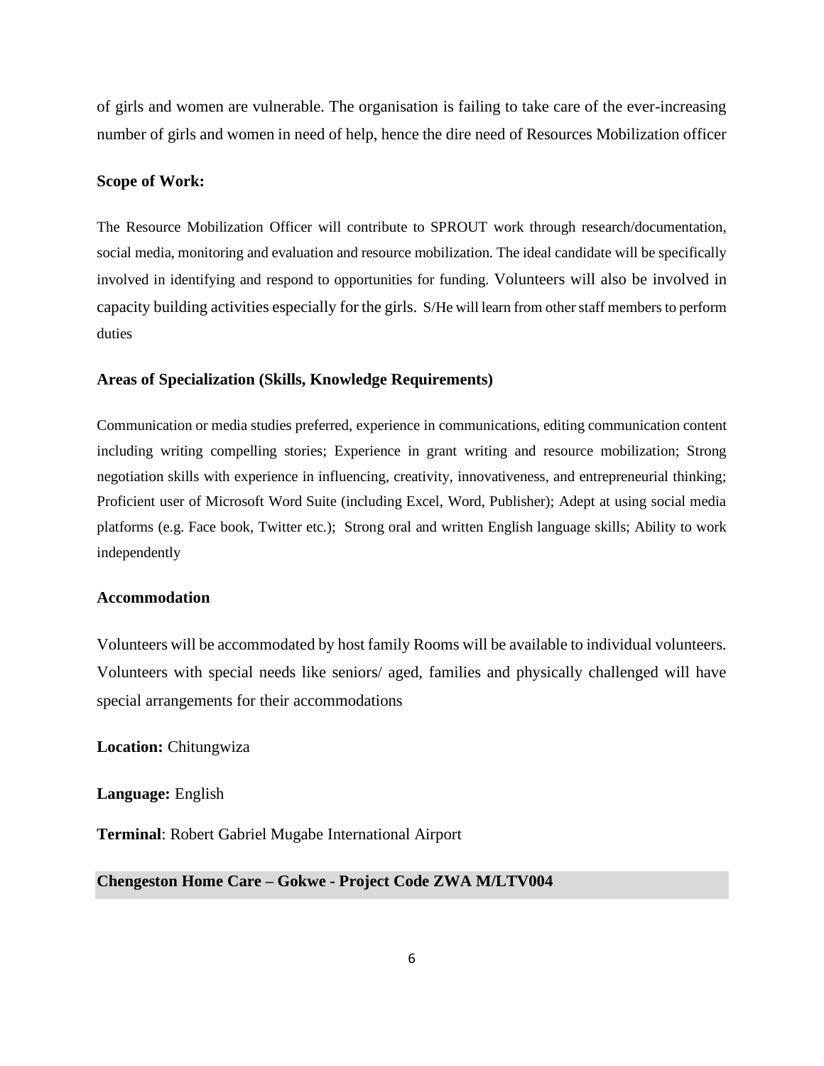of girls and women are vulnerable. The organisation is failing to take care of the ever-increasing number of girls and women in need of help, hence the dire need of Resources Mobilization officer

**Scope of Work:**

The Resource Mobilization Officer will contribute to SPROUT work through research/documentation, social media, monitoring and evaluation and resource mobilization. The ideal candidate will be specifically involved in identifying and respond to opportunities for funding. Volunteers will also be involved in capacity building activities especially for the girls. S/He will learn from other staff members to perform duties

**Areas of Specialization (Skills, Knowledge Requirements)**

Communication or media studies preferred, experience in communications, editing communication content including writing compelling stories; Experience in grant writing and resource mobilization; Strong negotiation skills with experience in influencing, creativity, innovativeness, and entrepreneurial thinking; Proficient user of Microsoft Word Suite (including Excel, Word, Publisher); Adept at using social media platforms (e.g. Face book, Twitter etc.); Strong oral and written English language skills; Ability to work independently

**Accommodation**

Volunteers will be accommodated by host family Rooms will be available to individual volunteers. Volunteers with special needs like seniors/ aged, families and physically challenged will have special arrangements for their accommodations

**Location:** Chitungwiza

**Language:** English

**Terminal**: Robert Gabriel Mugabe International Airport

## Chengeston Home Care – Gokwe - Project Code ZWA M/LTV004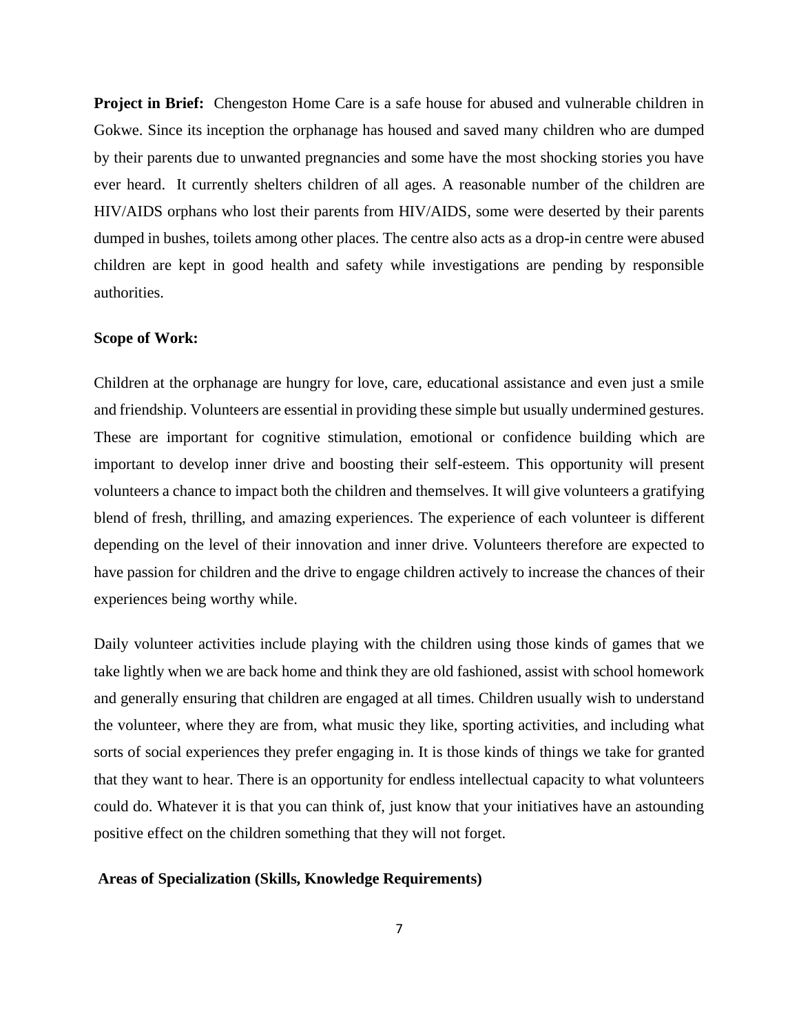**Project in Brief:** Chengeston Home Care is a safe house for abused and vulnerable children in Gokwe. Since its inception the orphanage has housed and saved many children who are dumped by their parents due to unwanted pregnancies and some have the most shocking stories you have ever heard. It currently shelters children of all ages. A reasonable number of the children are HIV/AIDS orphans who lost their parents from HIV/AIDS, some were deserted by their parents dumped in bushes, toilets among other places. The centre also acts as a drop-in centre were abused children are kept in good health and safety while investigations are pending by responsible authorities.

**Scope of Work:**

Children at the orphanage are hungry for love, care, educational assistance and even just a smile and friendship. Volunteers are essential in providing these simple but usually undermined gestures. These are important for cognitive stimulation, emotional or confidence building which are important to develop inner drive and boosting their self-esteem. This opportunity will present volunteers a chance to impact both the children and themselves. It will give volunteers a gratifying blend of fresh, thrilling, and amazing experiences. The experience of each volunteer is different depending on the level of their innovation and inner drive. Volunteers therefore are expected to have passion for children and the drive to engage children actively to increase the chances of their experiences being worthy while.

Daily volunteer activities include playing with the children using those kinds of games that we take lightly when we are back home and think they are old fashioned, assist with school homework and generally ensuring that children are engaged at all times. Children usually wish to understand the volunteer, where they are from, what music they like, sporting activities, and including what sorts of social experiences they prefer engaging in. It is those kinds of things we take for granted that they want to hear. There is an opportunity for endless intellectual capacity to what volunteers could do. Whatever it is that you can think of, just know that your initiatives have an astounding positive effect on the children something that they will not forget.

**Areas of Specialization (Skills, Knowledge Requirements)**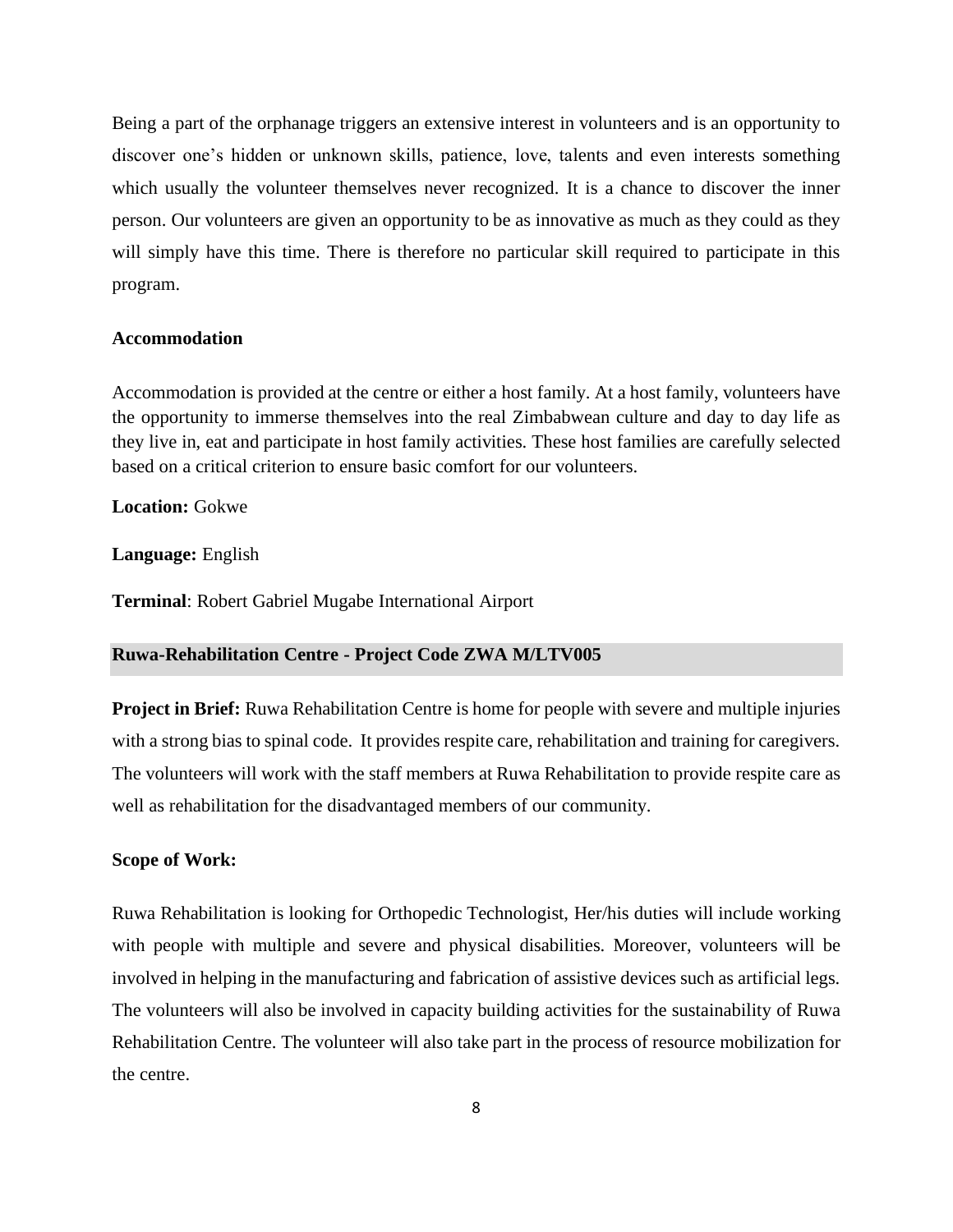Being a part of the orphanage triggers an extensive interest in volunteers and is an opportunity to discover one's hidden or unknown skills, patience, love, talents and even interests something which usually the volunteer themselves never recognized. It is a chance to discover the inner person. Our volunteers are given an opportunity to be as innovative as much as they could as they will simply have this time. There is therefore no particular skill required to participate in this program.

**Accommodation**

Accommodation is provided at the centre or either a host family. At a host family, volunteers have the opportunity to immerse themselves into the real Zimbabwean culture and day to day life as they live in, eat and participate in host family activities. These host families are carefully selected based on a critical criterion to ensure basic comfort for our volunteers.

**Location:** Gokwe

**Language:** English

**Terminal**: Robert Gabriel Mugabe International Airport

## Ruwa-Rehabilitation Centre - Project Code ZWA M/LTV005

**Project in Brief:** Ruwa Rehabilitation Centre is home for people with severe and multiple injuries with a strong bias to spinal code. It provides respite care, rehabilitation and training for caregivers. The volunteers will work with the staff members at Ruwa Rehabilitation to provide respite care as well as rehabilitation for the disadvantaged members of our community.

**Scope of Work:**

Ruwa Rehabilitation is looking for Orthopedic Technologist, Her/his duties will include working with people with multiple and severe and physical disabilities. Moreover, volunteers will be involved in helping in the manufacturing and fabrication of assistive devices such as artificial legs. The volunteers will also be involved in capacity building activities for the sustainability of Ruwa Rehabilitation Centre. The volunteer will also take part in the process of resource mobilization for the centre.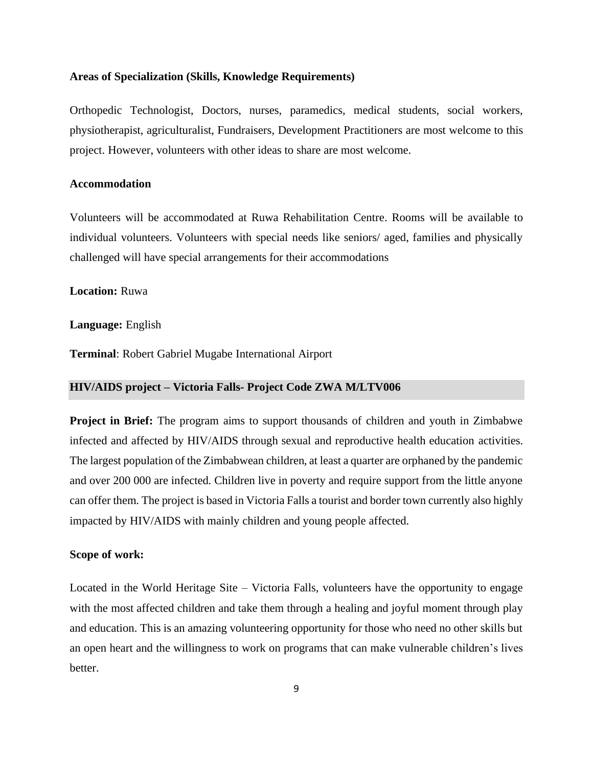**Areas of Specialization (Skills, Knowledge Requirements)**

Orthopedic Technologist, Doctors, nurses, paramedics, medical students, social workers, physiotherapist, agriculturalist, Fundraisers, Development Practitioners are most welcome to this project. However, volunteers with other ideas to share are most welcome.

**Accommodation**

Volunteers will be accommodated at Ruwa Rehabilitation Centre. Rooms will be available to individual volunteers. Volunteers with special needs like seniors/ aged, families and physically challenged will have special arrangements for their accommodations

**Location:** Ruwa

**Language:** English

**Terminal**: Robert Gabriel Mugabe International Airport

## HIV/AIDS project – Victoria Falls- Project Code ZWA M/LTV006

**Project in Brief:** The program aims to support thousands of children and youth in Zimbabwe infected and affected by HIV/AIDS through sexual and reproductive health education activities. The largest population of the Zimbabwean children, at least a quarter are orphaned by the pandemic and over 200 000 are infected. Children live in poverty and require support from the little anyone can offer them. The project is based in Victoria Falls a tourist and border town currently also highly impacted by HIV/AIDS with mainly children and young people affected.

**Scope of work:**

Located in the World Heritage Site – Victoria Falls, volunteers have the opportunity to engage with the most affected children and take them through a healing and joyful moment through play and education. This is an amazing volunteering opportunity for those who need no other skills but an open heart and the willingness to work on programs that can make vulnerable children's lives better.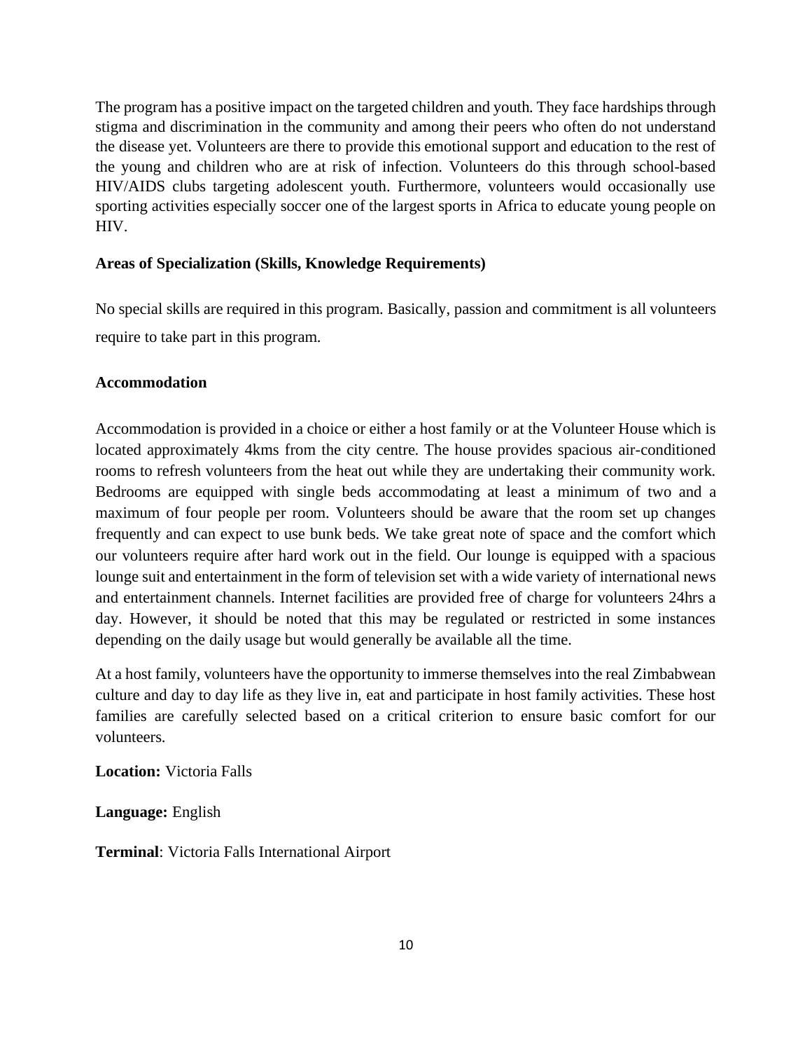The program has a positive impact on the targeted children and youth. They face hardships through stigma and discrimination in the community and among their peers who often do not understand the disease yet. Volunteers are there to provide this emotional support and education to the rest of the young and children who are at risk of infection. Volunteers do this through school-based HIV/AIDS clubs targeting adolescent youth. Furthermore, volunteers would occasionally use sporting activities especially soccer one of the largest sports in Africa to educate young people on HIV.

**Areas of Specialization (Skills, Knowledge Requirements)**

No special skills are required in this program. Basically, passion and commitment is all volunteers require to take part in this program.

**Accommodation**

Accommodation is provided in a choice or either a host family or at the Volunteer House which is located approximately 4kms from the city centre. The house provides spacious air-conditioned rooms to refresh volunteers from the heat out while they are undertaking their community work. Bedrooms are equipped with single beds accommodating at least a minimum of two and a maximum of four people per room. Volunteers should be aware that the room set up changes frequently and can expect to use bunk beds. We take great note of space and the comfort which our volunteers require after hard work out in the field. Our lounge is equipped with a spacious lounge suit and entertainment in the form of television set with a wide variety of international news and entertainment channels. Internet facilities are provided free of charge for volunteers 24hrs a day. However, it should be noted that this may be regulated or restricted in some instances depending on the daily usage but would generally be available all the time.

At a host family, volunteers have the opportunity to immerse themselves into the real Zimbabwean culture and day to day life as they live in, eat and participate in host family activities. These host families are carefully selected based on a critical criterion to ensure basic comfort for our volunteers.

**Location:** Victoria Falls

**Language:** English

**Terminal**: Victoria Falls International Airport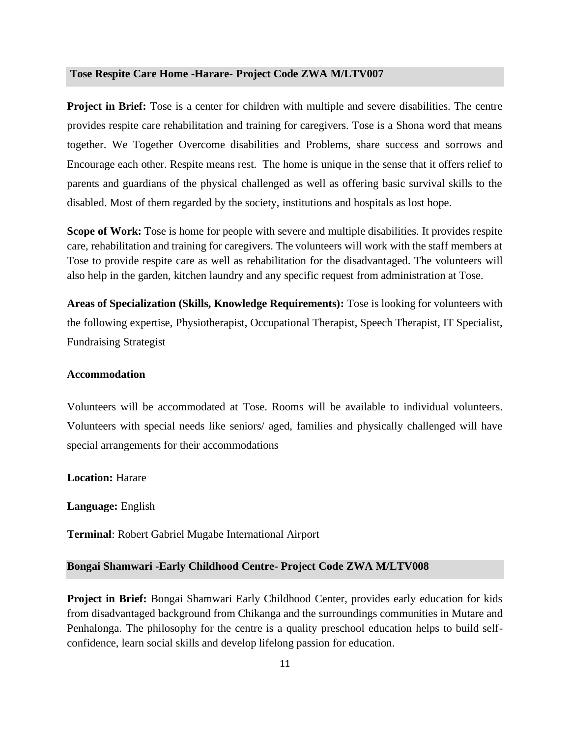## Tose Respite Care Home -Harare- Project Code ZWA M/LTV007

**Project in Brief:** Tose is a center for children with multiple and severe disabilities. The centre provides respite care rehabilitation and training for caregivers. Tose is a Shona word that means together. We Together Overcome disabilities and Problems, share success and sorrows and Encourage each other. Respite means rest. The home is unique in the sense that it offers relief to parents and guardians of the physical challenged as well as offering basic survival skills to the disabled. Most of them regarded by the society, institutions and hospitals as lost hope.

**Scope of Work:** Tose is home for people with severe and multiple disabilities. It provides respite care, rehabilitation and training for caregivers. The volunteers will work with the staff members at Tose to provide respite care as well as rehabilitation for the disadvantaged. The volunteers will also help in the garden, kitchen laundry and any specific request from administration at Tose.

**Areas of Specialization (Skills, Knowledge Requirements):** Tose is looking for volunteers with the following expertise, Physiotherapist, Occupational Therapist, Speech Therapist, IT Specialist, Fundraising Strategist

**Accommodation**

Volunteers will be accommodated at Tose. Rooms will be available to individual volunteers. Volunteers with special needs like seniors/ aged, families and physically challenged will have special arrangements for their accommodations

**Location:** Harare

**Language:** English

**Terminal**: Robert Gabriel Mugabe International Airport

## Bongai Shamwari -Early Childhood Centre- Project Code ZWA M/LTV008

**Project in Brief:** Bongai Shamwari Early Childhood Center, provides early education for kids from disadvantaged background from Chikanga and the surroundings communities in Mutare and Penhalonga. The philosophy for the centre is a quality preschool education helps to build self-confidence, learn social skills and develop lifelong passion for education.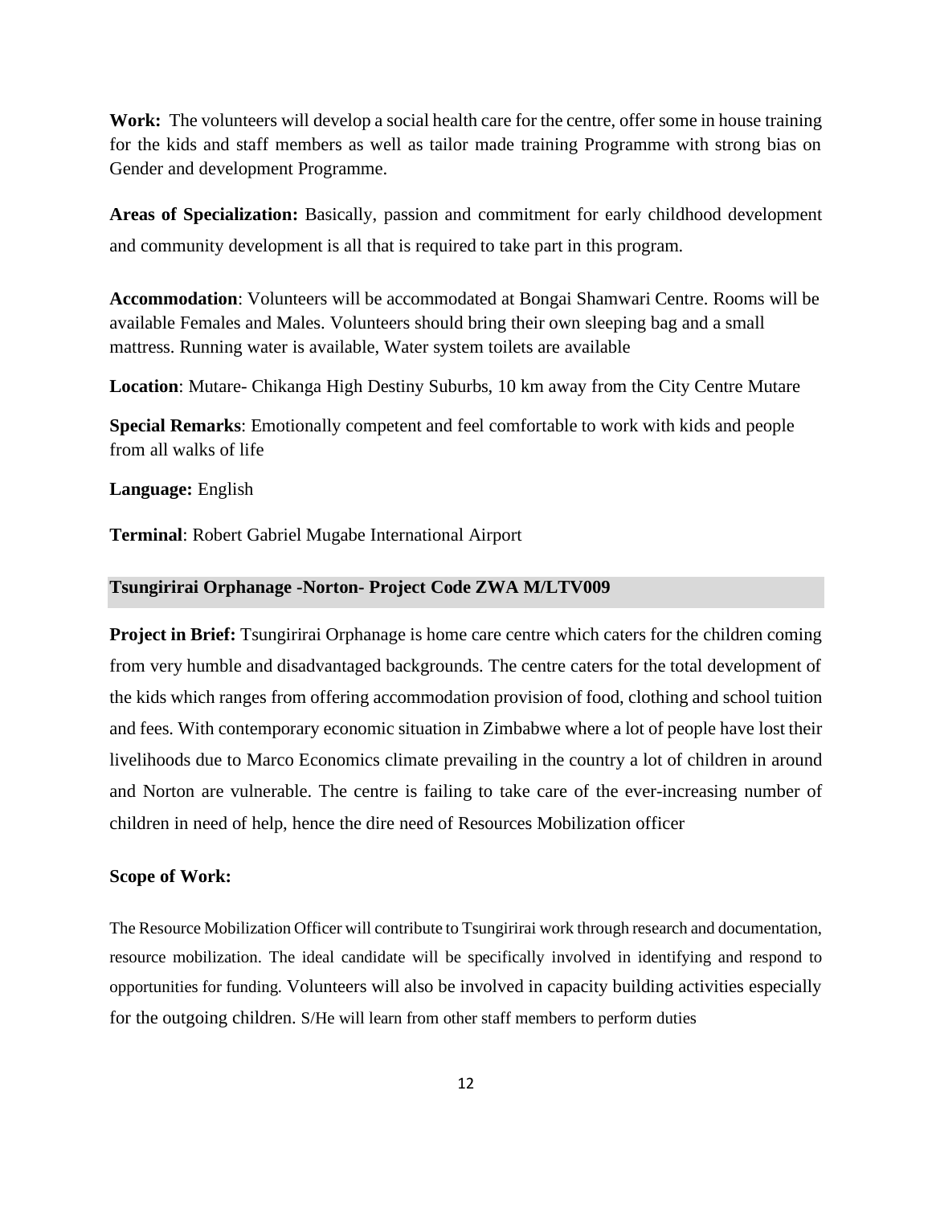**Work:** The volunteers will develop a social health care for the centre, offer some in house training for the kids and staff members as well as tailor made training Programme with strong bias on Gender and development Programme.

**Areas of Specialization:** Basically, passion and commitment for early childhood development and community development is all that is required to take part in this program.

**Accommodation**: Volunteers will be accommodated at Bongai Shamwari Centre. Rooms will be available Females and Males. Volunteers should bring their own sleeping bag and a small mattress. Running water is available, Water system toilets are available

**Location**: Mutare- Chikanga High Destiny Suburbs, 10 km away from the City Centre Mutare

**Special Remarks**: Emotionally competent and feel comfortable to work with kids and people from all walks of life

**Language:** English

**Terminal**: Robert Gabriel Mugabe International Airport

### Tsungirirai Orphanage -Norton- Project Code ZWA M/LTV009

**Project in Brief:** Tsungirirai Orphanage is home care centre which caters for the children coming from very humble and disadvantaged backgrounds. The centre caters for the total development of the kids which ranges from offering accommodation provision of food, clothing and school tuition and fees. With contemporary economic situation in Zimbabwe where a lot of people have lost their livelihoods due to Marco Economics climate prevailing in the country a lot of children in around and Norton are vulnerable. The centre is failing to take care of the ever-increasing number of children in need of help, hence the dire need of Resources Mobilization officer

**Scope of Work:**

The Resource Mobilization Officer will contribute to Tsungirirai work through research and documentation, resource mobilization. The ideal candidate will be specifically involved in identifying and respond to opportunities for funding. Volunteers will also be involved in capacity building activities especially for the outgoing children. S/He will learn from other staff members to perform duties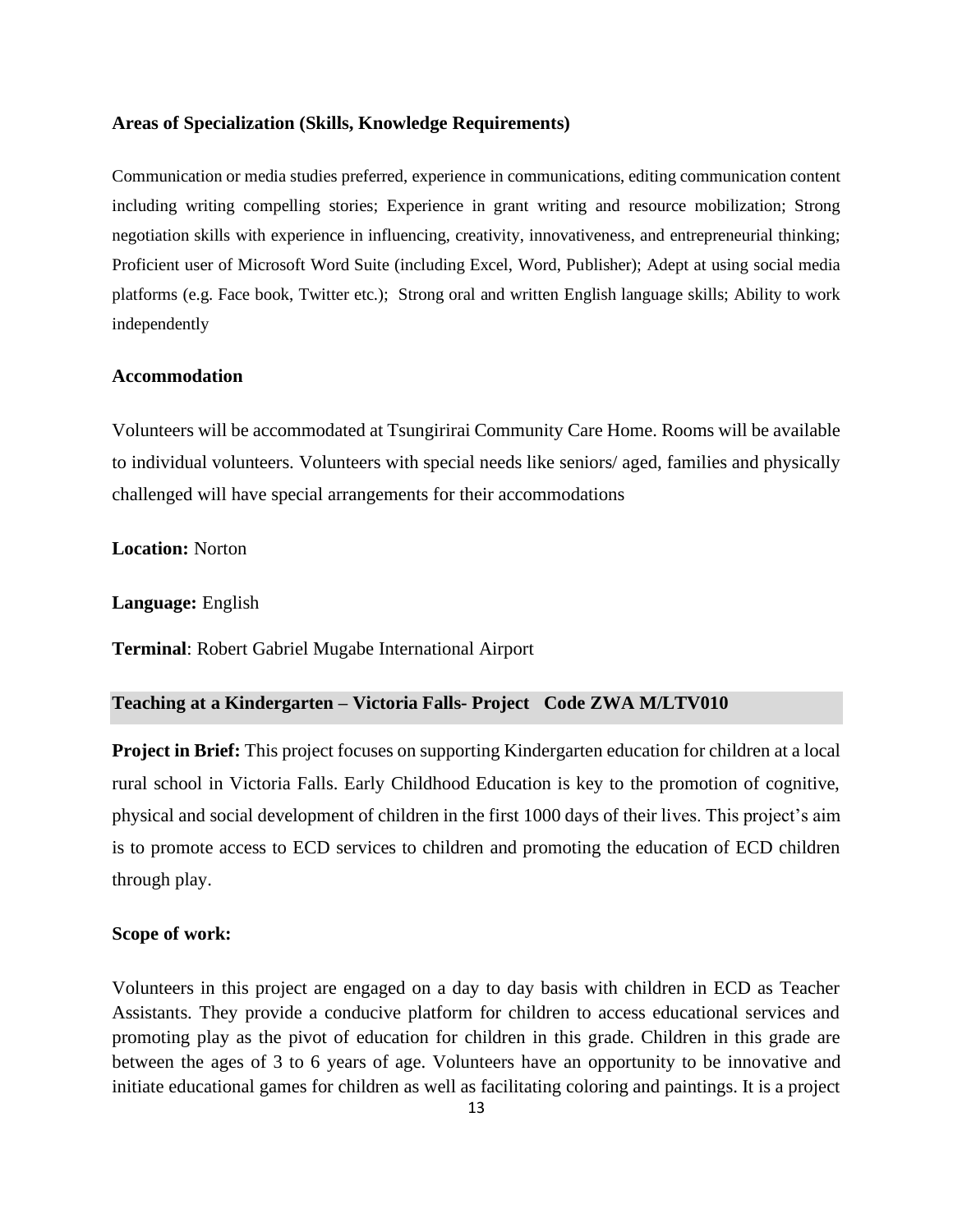**Areas of Specialization (Skills, Knowledge Requirements)**

Communication or media studies preferred, experience in communications, editing communication content including writing compelling stories; Experience in grant writing and resource mobilization; Strong negotiation skills with experience in influencing, creativity, innovativeness, and entrepreneurial thinking; Proficient user of Microsoft Word Suite (including Excel, Word, Publisher); Adept at using social media platforms (e.g. Face book, Twitter etc.); Strong oral and written English language skills; Ability to work independently

**Accommodation**

Volunteers will be accommodated at Tsungirirai Community Care Home. Rooms will be available to individual volunteers. Volunteers with special needs like seniors/ aged, families and physically challenged will have special arrangements for their accommodations

**Location:** Norton

**Language:** English

**Terminal**: Robert Gabriel Mugabe International Airport

### Teaching at a Kindergarten – Victoria Falls- Project Code ZWA M/LTV010

**Project in Brief:** This project focuses on supporting Kindergarten education for children at a local rural school in Victoria Falls. Early Childhood Education is key to the promotion of cognitive, physical and social development of children in the first 1000 days of their lives. This project's aim is to promote access to ECD services to children and promoting the education of ECD children through play.

**Scope of work:**

Volunteers in this project are engaged on a day to day basis with children in ECD as Teacher Assistants. They provide a conducive platform for children to access educational services and promoting play as the pivot of education for children in this grade. Children in this grade are between the ages of 3 to 6 years of age. Volunteers have an opportunity to be innovative and initiate educational games for children as well as facilitating coloring and paintings. It is a project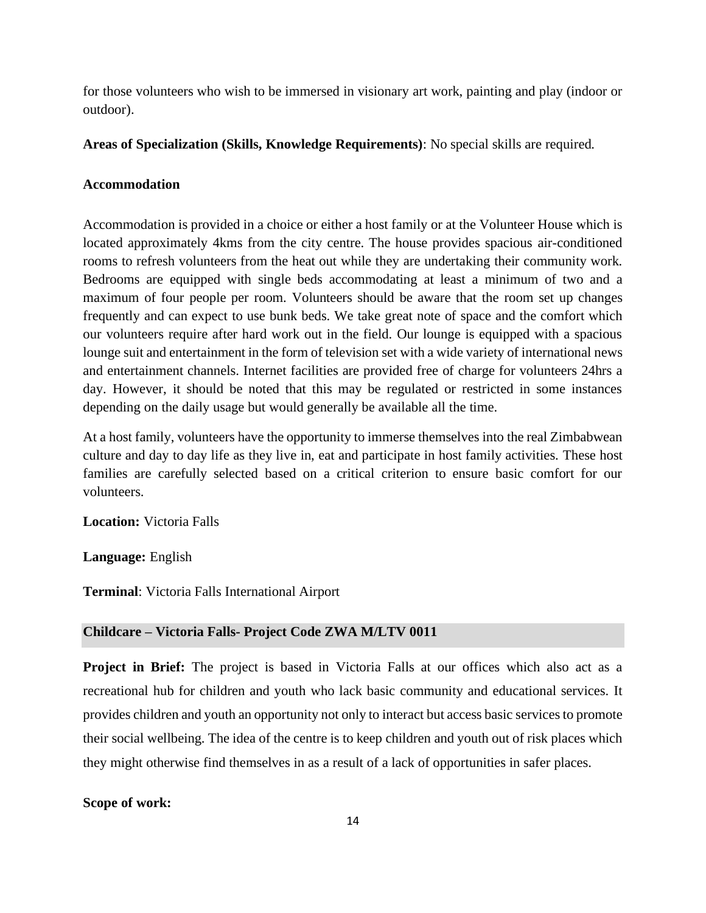for those volunteers who wish to be immersed in visionary art work, painting and play (indoor or outdoor).

**Areas of Specialization (Skills, Knowledge Requirements)**: No special skills are required.

**Accommodation**

Accommodation is provided in a choice or either a host family or at the Volunteer House which is located approximately 4kms from the city centre. The house provides spacious air-conditioned rooms to refresh volunteers from the heat out while they are undertaking their community work. Bedrooms are equipped with single beds accommodating at least a minimum of two and a maximum of four people per room. Volunteers should be aware that the room set up changes frequently and can expect to use bunk beds. We take great note of space and the comfort which our volunteers require after hard work out in the field. Our lounge is equipped with a spacious lounge suit and entertainment in the form of television set with a wide variety of international news and entertainment channels. Internet facilities are provided free of charge for volunteers 24hrs a day. However, it should be noted that this may be regulated or restricted in some instances depending on the daily usage but would generally be available all the time.

At a host family, volunteers have the opportunity to immerse themselves into the real Zimbabwean culture and day to day life as they live in, eat and participate in host family activities. These host families are carefully selected based on a critical criterion to ensure basic comfort for our volunteers.

**Location:** Victoria Falls

**Language:** English

**Terminal**: Victoria Falls International Airport

## Childcare – Victoria Falls- Project Code ZWA M/LTV 0011

**Project in Brief:** The project is based in Victoria Falls at our offices which also act as a recreational hub for children and youth who lack basic community and educational services. It provides children and youth an opportunity not only to interact but access basic services to promote their social wellbeing. The idea of the centre is to keep children and youth out of risk places which they might otherwise find themselves in as a result of a lack of opportunities in safer places.

**Scope of work:**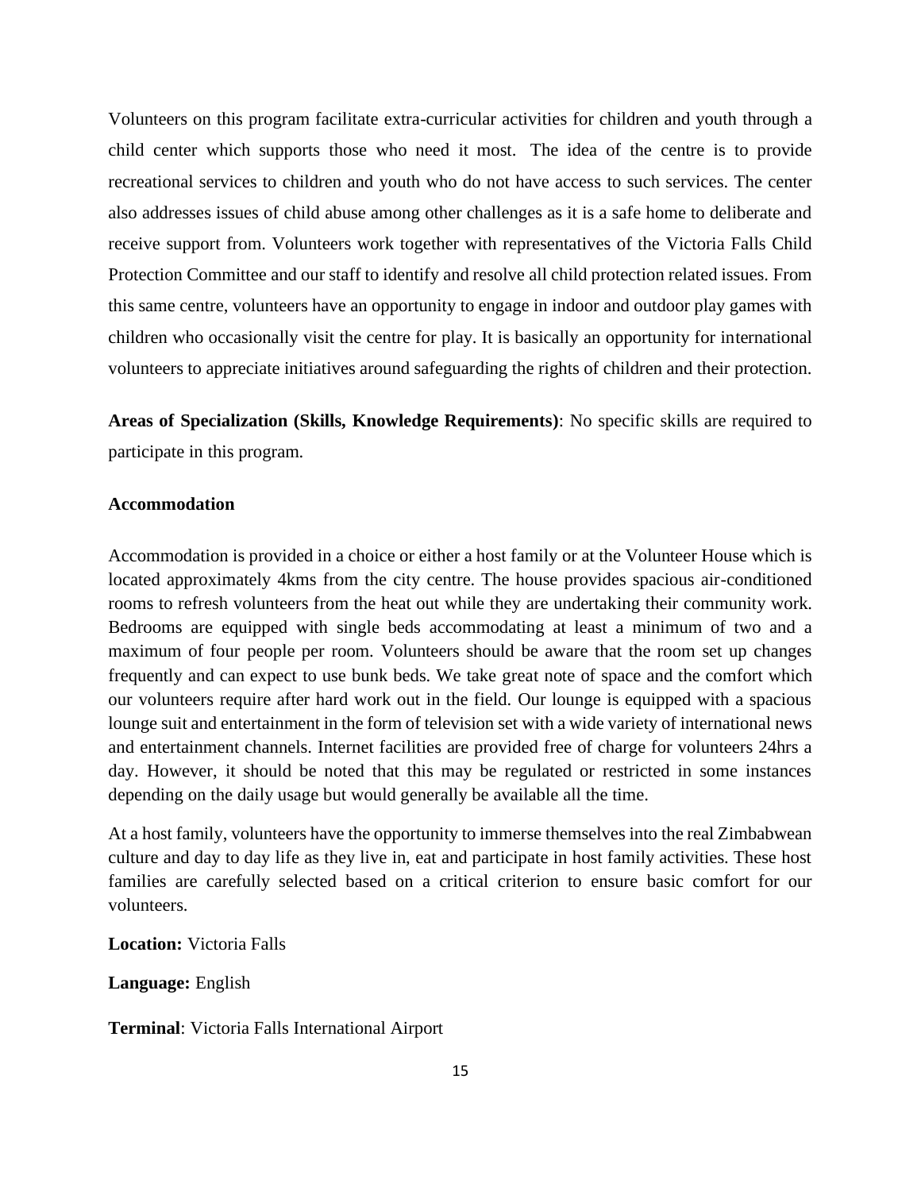Volunteers on this program facilitate extra-curricular activities for children and youth through a child center which supports those who need it most. The idea of the centre is to provide recreational services to children and youth who do not have access to such services. The center also addresses issues of child abuse among other challenges as it is a safe home to deliberate and receive support from. Volunteers work together with representatives of the Victoria Falls Child Protection Committee and our staff to identify and resolve all child protection related issues. From this same centre, volunteers have an opportunity to engage in indoor and outdoor play games with children who occasionally visit the centre for play. It is basically an opportunity for international volunteers to appreciate initiatives around safeguarding the rights of children and their protection.

**Areas of Specialization (Skills, Knowledge Requirements)**: No specific skills are required to participate in this program.

**Accommodation**

Accommodation is provided in a choice or either a host family or at the Volunteer House which is located approximately 4kms from the city centre. The house provides spacious air-conditioned rooms to refresh volunteers from the heat out while they are undertaking their community work. Bedrooms are equipped with single beds accommodating at least a minimum of two and a maximum of four people per room. Volunteers should be aware that the room set up changes frequently and can expect to use bunk beds. We take great note of space and the comfort which our volunteers require after hard work out in the field. Our lounge is equipped with a spacious lounge suit and entertainment in the form of television set with a wide variety of international news and entertainment channels. Internet facilities are provided free of charge for volunteers 24hrs a day. However, it should be noted that this may be regulated or restricted in some instances depending on the daily usage but would generally be available all the time.

At a host family, volunteers have the opportunity to immerse themselves into the real Zimbabwean culture and day to day life as they live in, eat and participate in host family activities. These host families are carefully selected based on a critical criterion to ensure basic comfort for our volunteers.

**Location:** Victoria Falls

**Language:** English

**Terminal**: Victoria Falls International Airport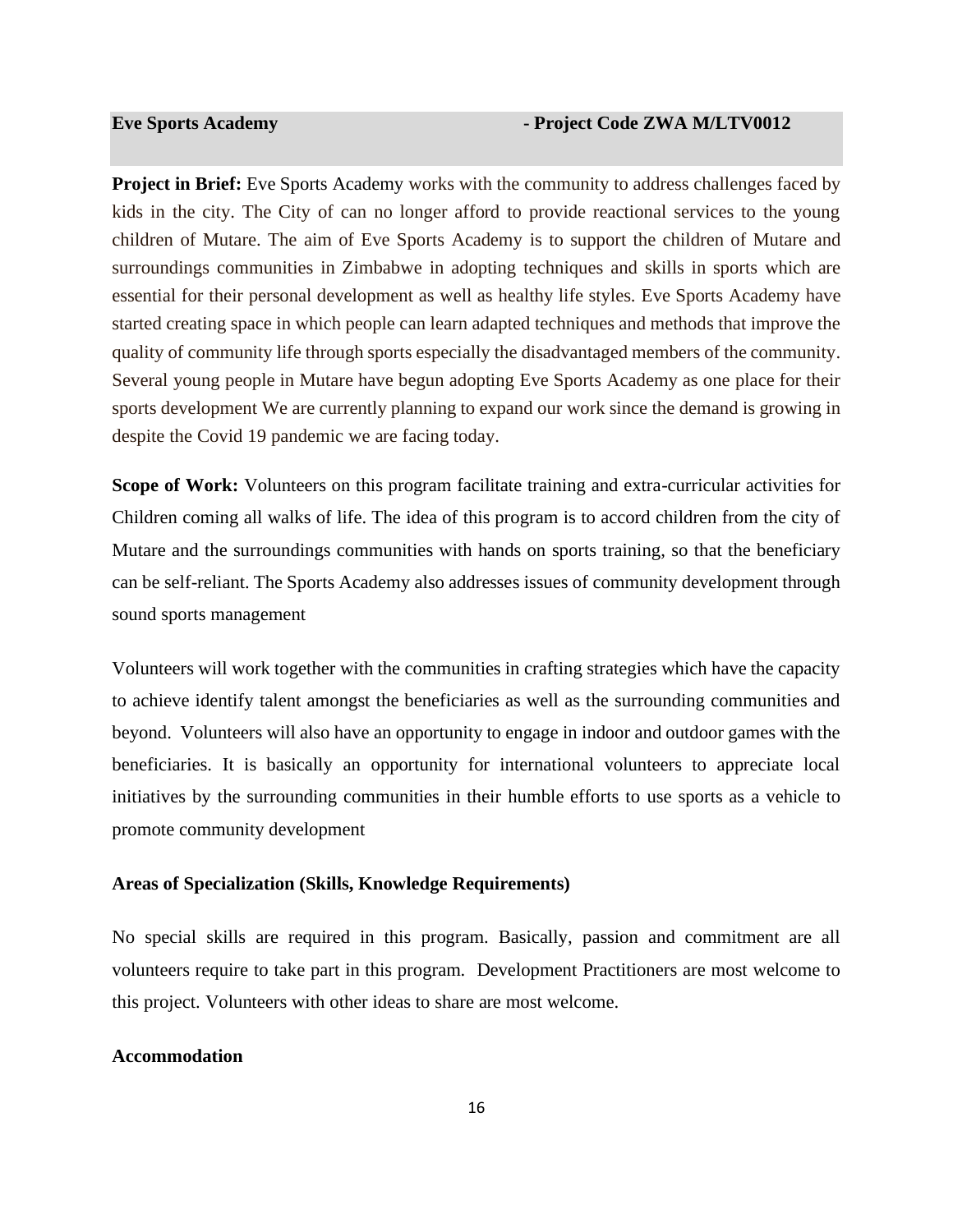**Eve Sports Academy - Project Code ZWA M/LTV0012**

**Project in Brief:** Eve Sports Academy works with the community to address challenges faced by kids in the city. The City of can no longer afford to provide reactional services to the young children of Mutare. The aim of Eve Sports Academy is to support the children of Mutare and surroundings communities in Zimbabwe in adopting techniques and skills in sports which are essential for their personal development as well as healthy life styles. Eve Sports Academy have started creating space in which people can learn adapted techniques and methods that improve the quality of community life through sports especially the disadvantaged members of the community. Several young people in Mutare have begun adopting Eve Sports Academy as one place for their sports development We are currently planning to expand our work since the demand is growing in despite the Covid 19 pandemic we are facing today.

**Scope of Work:** Volunteers on this program facilitate training and extra-curricular activities for Children coming all walks of life. The idea of this program is to accord children from the city of Mutare and the surroundings communities with hands on sports training, so that the beneficiary can be self-reliant. The Sports Academy also addresses issues of community development through sound sports management

Volunteers will work together with the communities in crafting strategies which have the capacity to achieve identify talent amongst the beneficiaries as well as the surrounding communities and beyond. Volunteers will also have an opportunity to engage in indoor and outdoor games with the beneficiaries. It is basically an opportunity for international volunteers to appreciate local initiatives by the surrounding communities in their humble efforts to use sports as a vehicle to promote community development

**Areas of Specialization (Skills, Knowledge Requirements)**

No special skills are required in this program. Basically, passion and commitment are all volunteers require to take part in this program. Development Practitioners are most welcome to this project. Volunteers with other ideas to share are most welcome.

**Accommodation**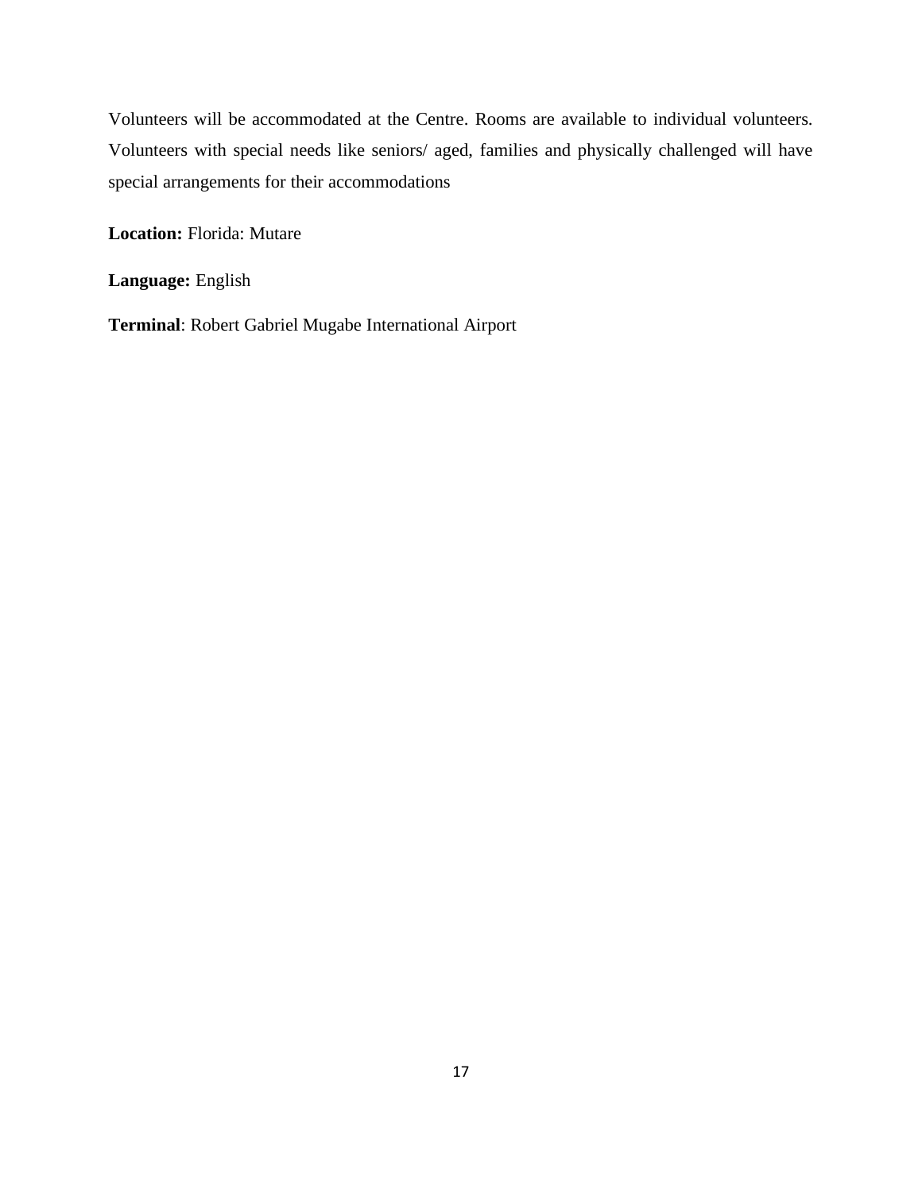Volunteers will be accommodated at the Centre. Rooms are available to individual volunteers. Volunteers with special needs like seniors/ aged, families and physically challenged will have special arrangements for their accommodations

**Location:** Florida: Mutare

**Language:** English

**Terminal**: Robert Gabriel Mugabe International Airport